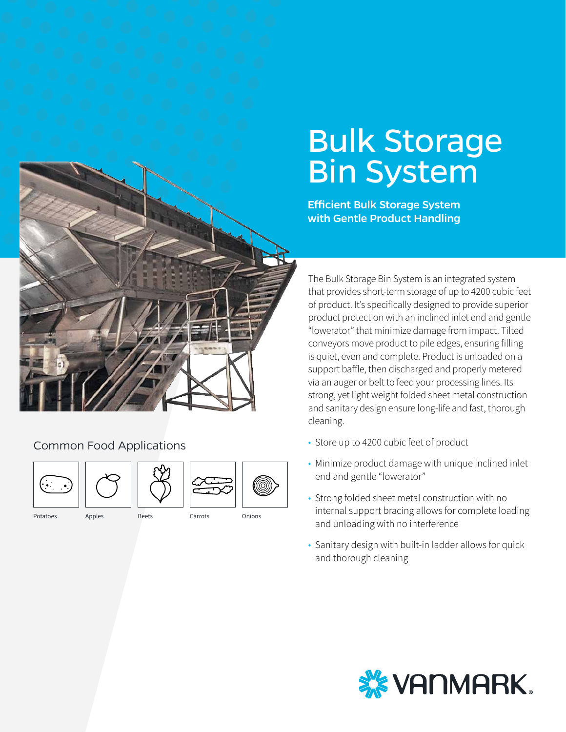# Bulk Storage Bin System

**Efficient Bulk Storage System with Gentle Product Handling**

The Bulk Storage Bin System is an integrated system that provides short-term storage of up to 4200 cubic feet of product. It's specifically designed to provide superior product protection with an inclined inlet end and gentle "lowerator" that minimize damage from impact. Tilted conveyors move product to pile edges, ensuring filling is quiet, even and complete. Product is unloaded on a support baffle, then discharged and properly metered via an auger or belt to feed your processing lines. Its strong, yet light weight folded sheet metal construction and sanitary design ensure long-life and fast, thorough cleaning.

- Store up to 4200 cubic feet of product
- Minimize product damage with unique inclined inlet end and gentle "lowerator"
- Strong folded sheet metal construction with no internal support bracing allows for complete loading and unloading with no interference
- Sanitary design with built-in ladder allows for quick and thorough cleaning

## Common Food Applications

Potatoes | Apples | Beets | Carrots | Onions

VANMARK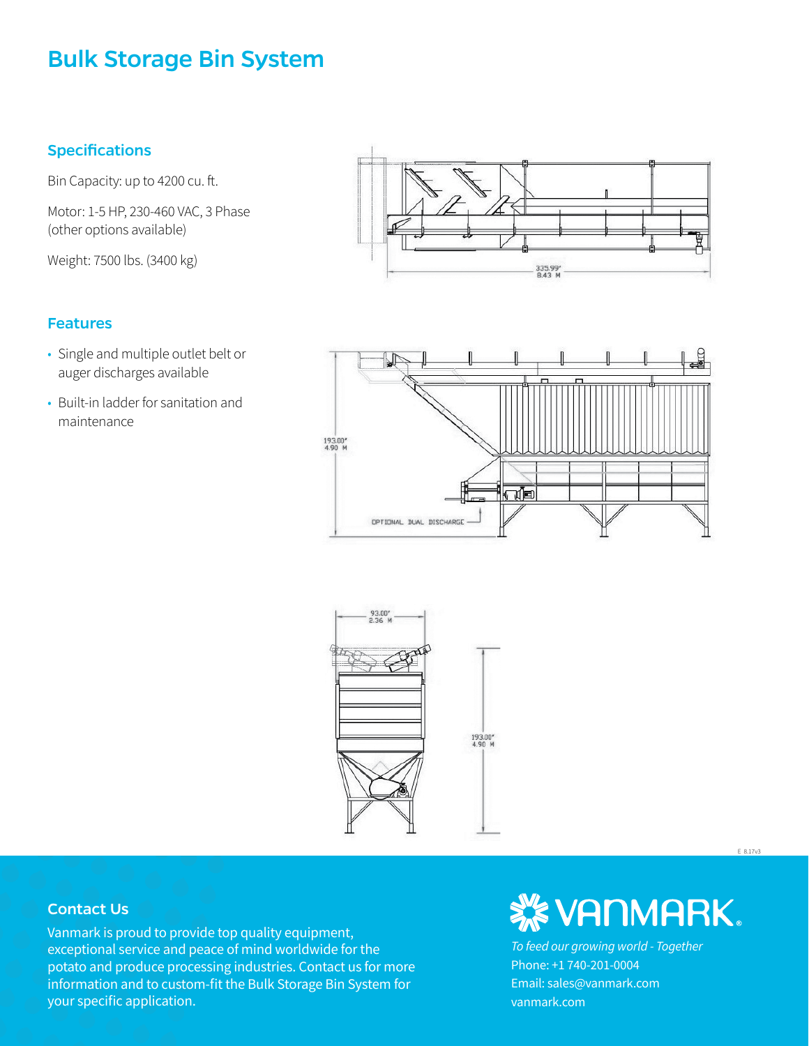# Bulk Storage Bin System

## Specifications

Bin Capacity: up to 4200 cu. ft.

Motor: 1-5 HP, 230-460 VAC, 3 Phase (other options available)

Weight: 7500 lbs. (3400 kg)

## Features

- Single and multiple outlet belt or auger discharges available
- Built-in ladder for sanitation and maintenance

335.99"
8.43 M

193.00"
4.90 M

OPTIONAL DUAL DISCHARGE

93.00"
2.36 M

193.00"
4.90 M

E 8.17v3

## Contact Us

Vanmark is proud to provide top quality equipment, exceptional service and peace of mind worldwide for the potato and produce processing industries. Contact us for more information and to custom-fit the Bulk Storage Bin System for your specific application.

VANMARK

*To feed our growing world - Together*

Phone: +1 740-201-0004

Email: sales@vanmark.com

vanmark.com